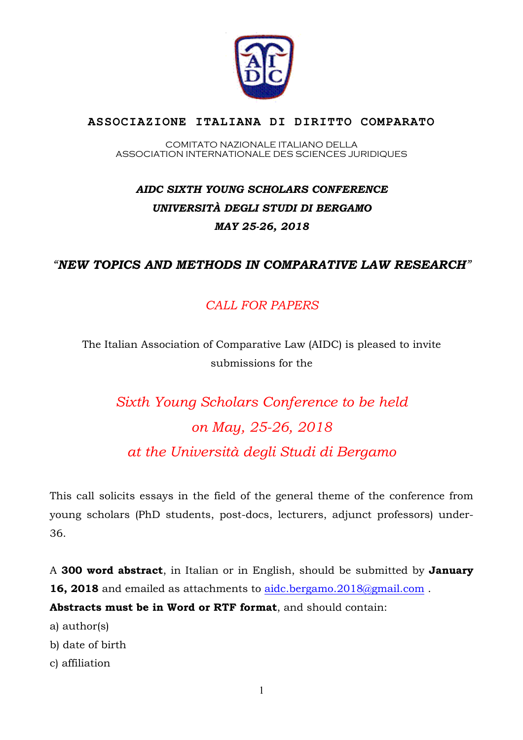# ASSOCIAZIONE ITALIANA DI DIRITTO COMPARATO

COMITATO NAZIONALE ITALIANO DELLA
ASSOCIATION INTERNATIONALE DES SCIENCES JURIDIQUES

***AIDC SIXTH YOUNG SCHOLARS CONFERENCE***
***UNIVERSITÀ DEGLI STUDI DI BERGAMO***
***MAY 25-26, 2018***

## *"NEW TOPICS AND METHODS IN COMPARATIVE LAW RESEARCH"*

*CALL FOR PAPERS*

The Italian Association of Comparative Law (AIDC) is pleased to invite submissions for the

*Sixth Young Scholars Conference to be held on May, 25-26, 2018 at the Università degli Studi di Bergamo*

This call solicits essays in the field of the general theme of the conference from young scholars (PhD students, post-docs, lecturers, adjunct professors) under-36.

A **300 word abstract**, in Italian or in English, should be submitted by **January 16, 2018** and emailed as attachments to aidc.bergamo.2018@gmail.com .
**Abstracts must be in Word or RTF format**, and should contain:

a) author(s)
b) date of birth
c) affiliation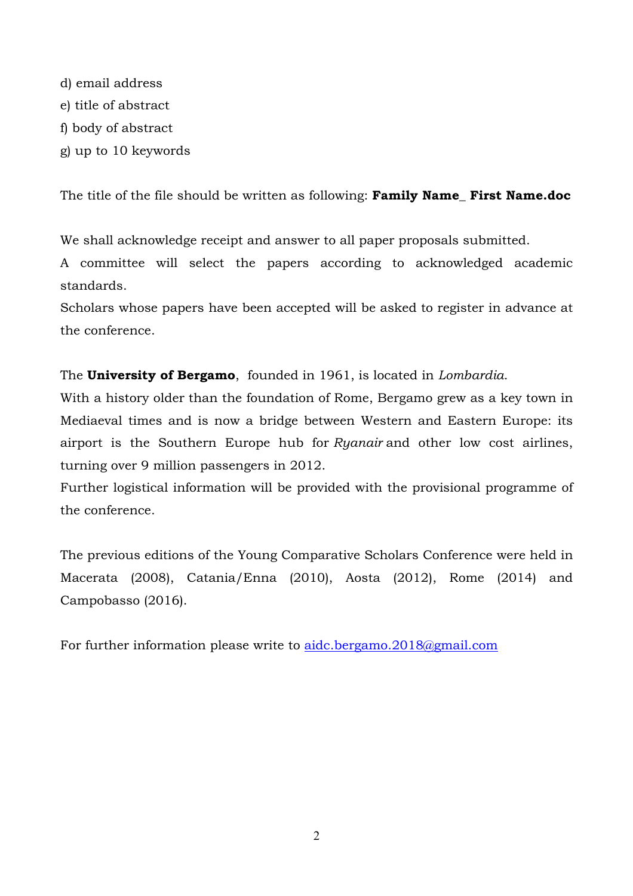d) email address
e) title of abstract
f) body of abstract
g) up to 10 keywords

The title of the file should be written as following: **Family Name_ First Name.doc**

We shall acknowledge receipt and answer to all paper proposals submitted.
A committee will select the papers according to acknowledged academic standards.
Scholars whose papers have been accepted will be asked to register in advance at the conference.

The **University of Bergamo**, founded in 1961, is located in *Lombardia*.
With a history older than the foundation of Rome, Bergamo grew as a key town in Mediaeval times and is now a bridge between Western and Eastern Europe: its airport is the Southern Europe hub for *Ryanair* and other low cost airlines, turning over 9 million passengers in 2012.
Further logistical information will be provided with the provisional programme of the conference.

The previous editions of the Young Comparative Scholars Conference were held in Macerata (2008), Catania/Enna (2010), Aosta (2012), Rome (2014) and Campobasso (2016).

For further information please write to aidc.bergamo.2018@gmail.com